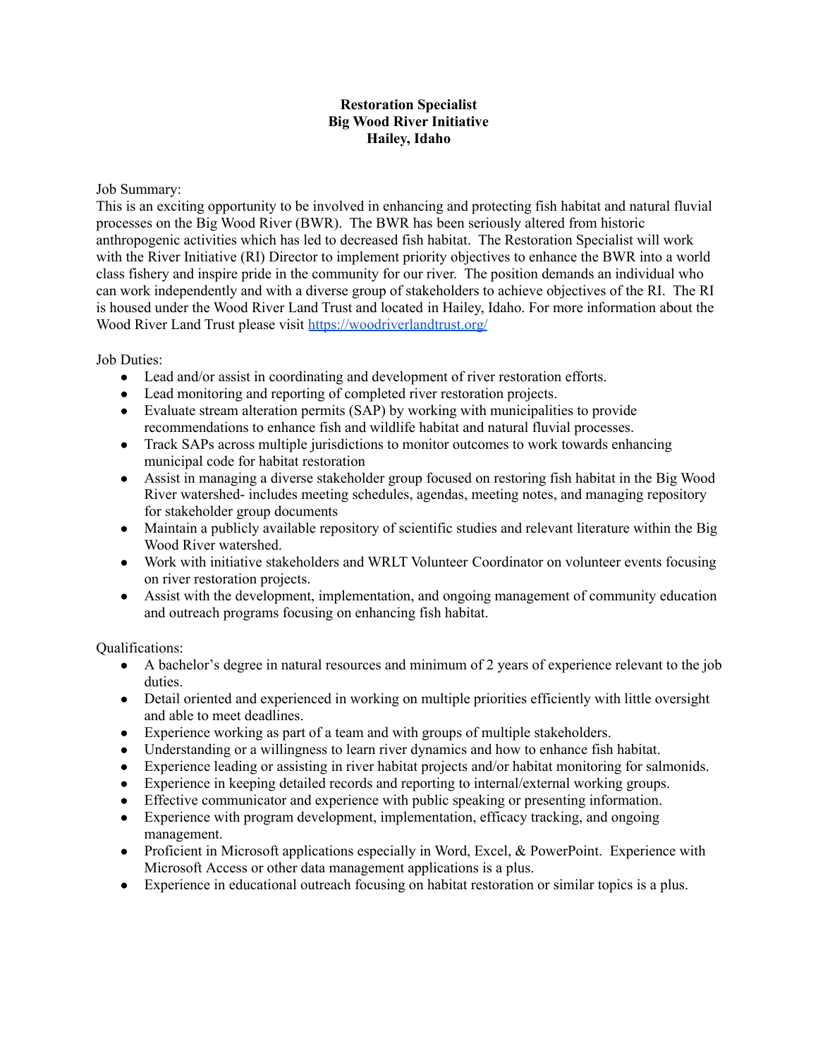**Restoration Specialist**
**Big Wood River Initiative**
**Hailey, Idaho**

Job Summary:

This is an exciting opportunity to be involved in enhancing and protecting fish habitat and natural fluvial processes on the Big Wood River (BWR). The BWR has been seriously altered from historic anthropogenic activities which has led to decreased fish habitat. The Restoration Specialist will work with the River Initiative (RI) Director to implement priority objectives to enhance the BWR into a world class fishery and inspire pride in the community for our river. The position demands an individual who can work independently and with a diverse group of stakeholders to achieve objectives of the RI. The RI is housed under the Wood River Land Trust and located in Hailey, Idaho. For more information about the Wood River Land Trust please visit https://woodriverlandtrust.org/

Job Duties:

- Lead and/or assist in coordinating and development of river restoration efforts.
- Lead monitoring and reporting of completed river restoration projects.
- Evaluate stream alteration permits (SAP) by working with municipalities to provide recommendations to enhance fish and wildlife habitat and natural fluvial processes.
- Track SAPs across multiple jurisdictions to monitor outcomes to work towards enhancing municipal code for habitat restoration
- Assist in managing a diverse stakeholder group focused on restoring fish habitat in the Big Wood River watershed- includes meeting schedules, agendas, meeting notes, and managing repository for stakeholder group documents
- Maintain a publicly available repository of scientific studies and relevant literature within the Big Wood River watershed.
- Work with initiative stakeholders and WRLT Volunteer Coordinator on volunteer events focusing on river restoration projects.
- Assist with the development, implementation, and ongoing management of community education and outreach programs focusing on enhancing fish habitat.

Qualifications:

- A bachelor's degree in natural resources and minimum of 2 years of experience relevant to the job duties.
- Detail oriented and experienced in working on multiple priorities efficiently with little oversight and able to meet deadlines.
- Experience working as part of a team and with groups of multiple stakeholders.
- Understanding or a willingness to learn river dynamics and how to enhance fish habitat.
- Experience leading or assisting in river habitat projects and/or habitat monitoring for salmonids.
- Experience in keeping detailed records and reporting to internal/external working groups.
- Effective communicator and experience with public speaking or presenting information.
- Experience with program development, implementation, efficacy tracking, and ongoing management.
- Proficient in Microsoft applications especially in Word, Excel, & PowerPoint. Experience with Microsoft Access or other data management applications is a plus.
- Experience in educational outreach focusing on habitat restoration or similar topics is a plus.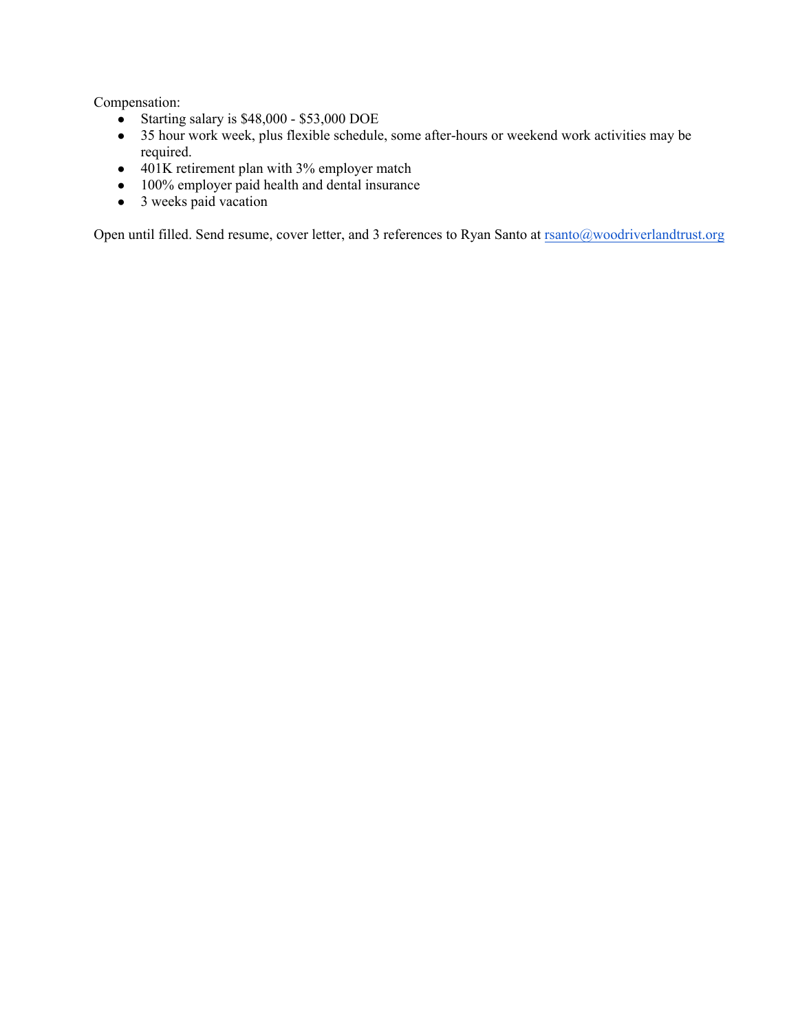Compensation:

- Starting salary is $48,000 - $53,000 DOE
- 35 hour work week, plus flexible schedule, some after-hours or weekend work activities may be required.
- 401K retirement plan with 3% employer match
- 100% employer paid health and dental insurance
- 3 weeks paid vacation

Open until filled. Send resume, cover letter, and 3 references to Ryan Santo at [rsanto@woodriverlandtrust.org](mailto:rsanto@woodriverlandtrust.org)